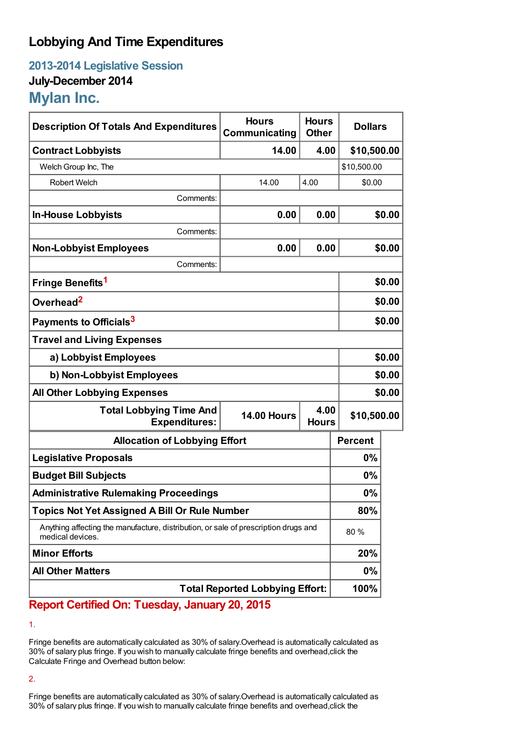# Lobbying And Time Expenditures

## 2013-2014 Legislative Session

### July-December 2014

## Mylan Inc.

| Description Of Totals And Expenditures | Hours Communicating | Hours Other | Dollars |
|---|---|---|---|
| **Contract Lobbyists** | **14.00** | **4.00** | **$10,500.00** |
| Welch Group Inc, The | | | $10,500.00 |
| Robert Welch | 14.00 | 4.00 | $0.00 |
| Comments: | | | |
| **In-House Lobbyists** | **0.00** | **0.00** | **$0.00** |
| Comments: | | | |
| **Non-Lobbyist Employees** | **0.00** | **0.00** | **$0.00** |
| Comments: | | | |
| **Fringe Benefits**[1] | | | **$0.00** |
| **Overhead**[2] | | | **$0.00** |
| **Payments to Officials**[3] | | | **$0.00** |
| **Travel and Living Expenses** | | | |
| a) Lobbyist Employees | | | **$0.00** |
| b) Non-Lobbyist Employees | | | **$0.00** |
| **All Other Lobbying Expenses** | | | **$0.00** |
| **Total Lobbying Time And Expenditures:** | **14.00 Hours** | **4.00 Hours** | **$10,500.00** |

| Allocation of Lobbying Effort | Percent |
|---|---|
| **Legislative Proposals** | **0%** |
| **Budget Bill Subjects** | **0%** |
| **Administrative Rulemaking Proceedings** | **0%** |
| **Topics Not Yet Assigned A Bill Or Rule Number** | **80%** |
| Anything affecting the manufacture, distribution, or sale of prescription drugs and medical devices. | 80 % |
| **Minor Efforts** | **20%** |
| **All Other Matters** | **0%** |
| **Total Reported Lobbying Effort:** | **100%** |

**Report Certified On: Tuesday, January 20, 2015**

1.

Fringe benefits are automatically calculated as 30% of salary.Overhead is automatically calculated as 30% of salary plus fringe. If you wish to manually calculate fringe benefits and overhead,click the Calculate Fringe and Overhead button below:

2.

Fringe benefits are automatically calculated as 30% of salary.Overhead is automatically calculated as 30% of salary plus fringe. If you wish to manually calculate fringe benefits and overhead,click the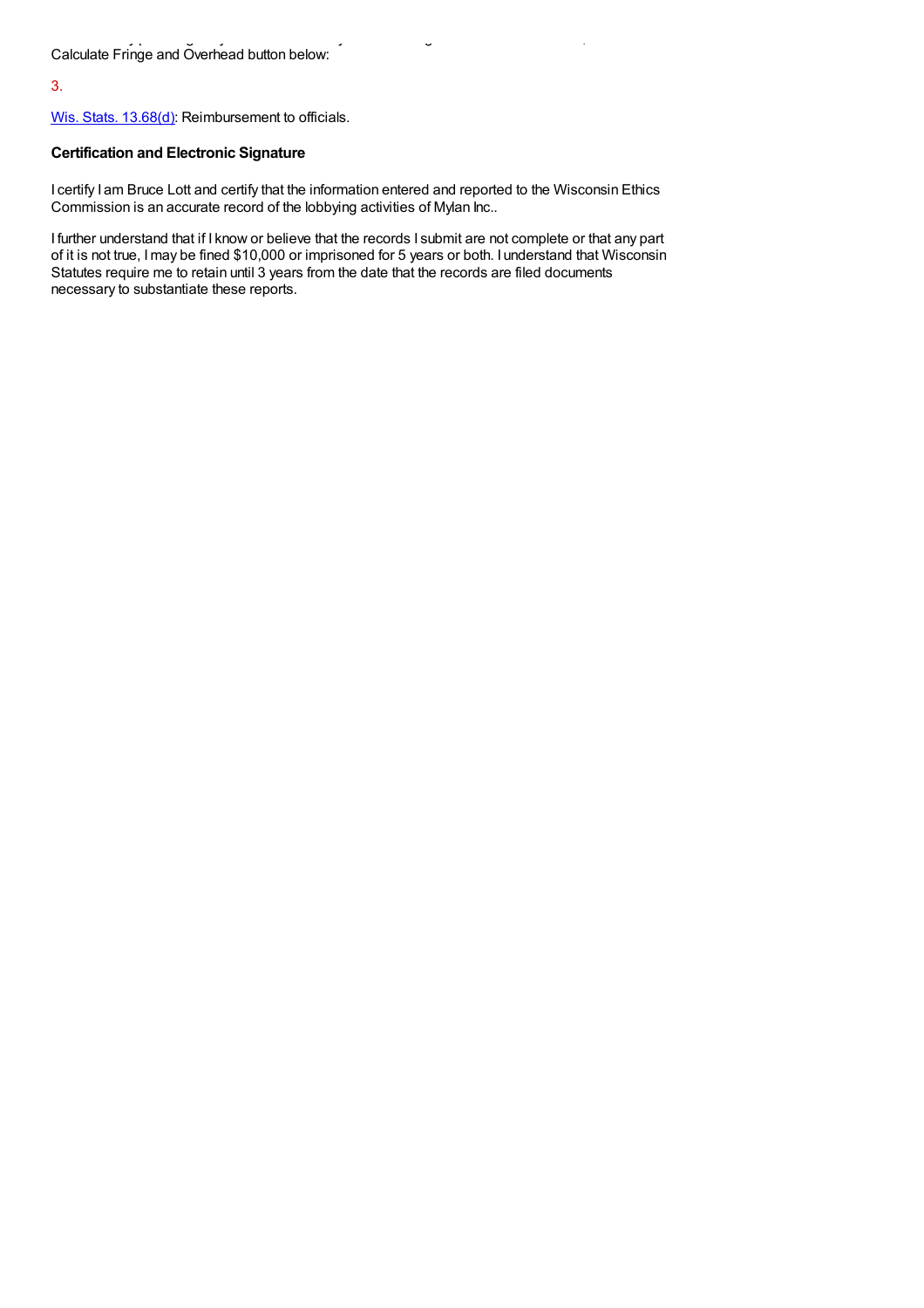Calculate Fringe and Overhead button below:

3.

Wis. Stats. 13.68(d): Reimbursement to officials.

**Certification and Electronic Signature**

I certify I am Bruce Lott and certify that the information entered and reported to the Wisconsin Ethics Commission is an accurate record of the lobbying activities of Mylan Inc..

I further understand that if I know or believe that the records I submit are not complete or that any part of it is not true, I may be fined $10,000 or imprisoned for 5 years or both. I understand that Wisconsin Statutes require me to retain until 3 years from the date that the records are filed documents necessary to substantiate these reports.